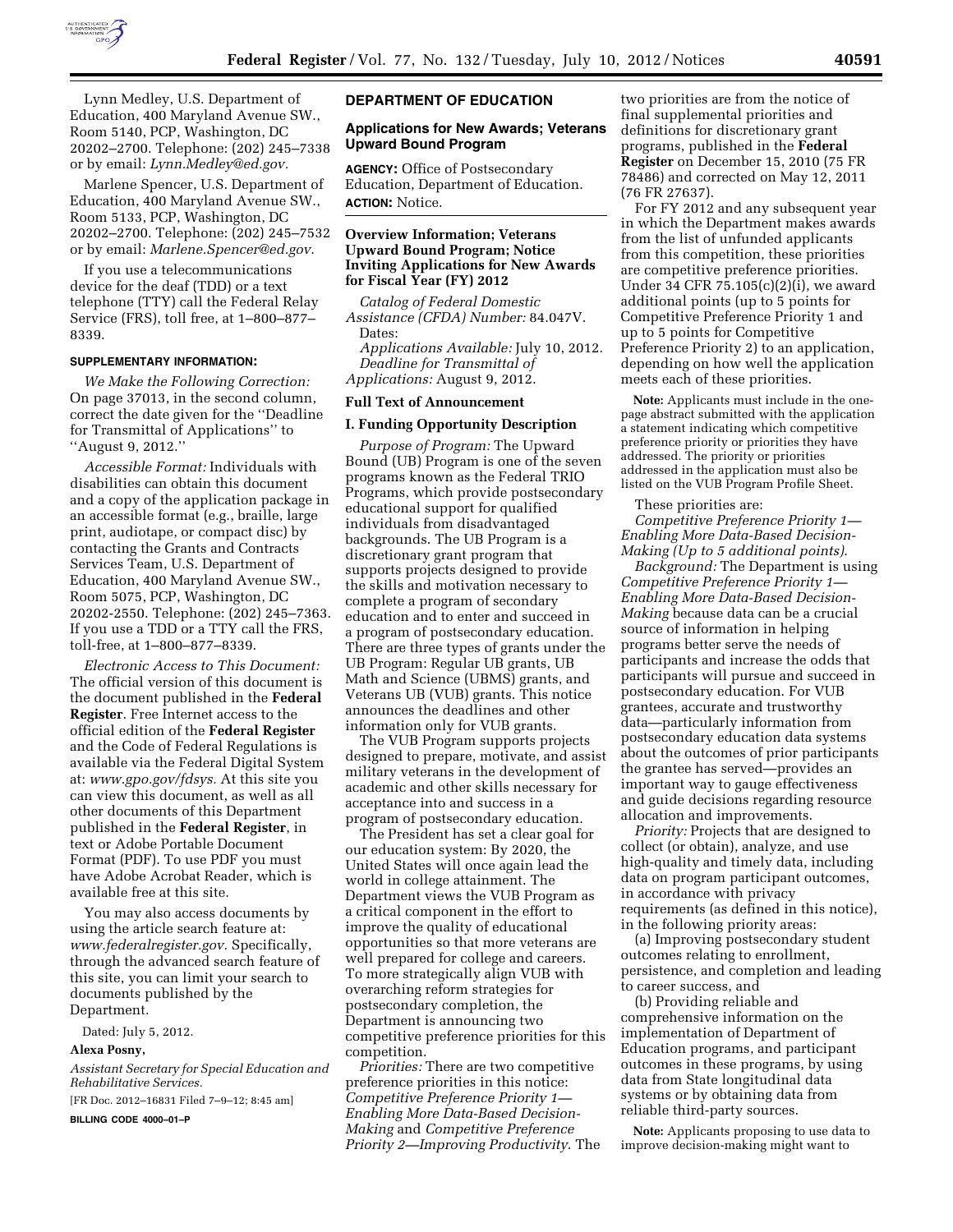Lynn Medley, U.S. Department of Education, 400 Maryland Avenue SW., Room 5140, PCP, Washington, DC 20202–2700. Telephone: (202) 245–7338 or by email: *Lynn.Medley@ed.gov.*

Marlene Spencer, U.S. Department of Education, 400 Maryland Avenue SW., Room 5133, PCP, Washington, DC 20202–2700. Telephone: (202) 245–7532 or by email: *Marlene.Spencer@ed.gov.*

If you use a telecommunications device for the deaf (TDD) or a text telephone (TTY) call the Federal Relay Service (FRS), toll free, at 1–800–877–8339.

**SUPPLEMENTARY INFORMATION:**

*We Make the Following Correction:* On page 37013, in the second column, correct the date given for the "Deadline for Transmittal of Applications" to "August 9, 2012."

*Accessible Format:* Individuals with disabilities can obtain this document and a copy of the application package in an accessible format (e.g., braille, large print, audiotape, or compact disc) by contacting the Grants and Contracts Services Team, U.S. Department of Education, 400 Maryland Avenue SW., Room 5075, PCP, Washington, DC 20202-2550. Telephone: (202) 245–7363. If you use a TDD or a TTY call the FRS, toll-free, at 1–800–877–8339.

*Electronic Access to This Document:* The official version of this document is the document published in the **Federal Register**. Free Internet access to the official edition of the **Federal Register** and the Code of Federal Regulations is available via the Federal Digital System at: *www.gpo.gov/fdsys.* At this site you can view this document, as well as all other documents of this Department published in the **Federal Register**, in text or Adobe Portable Document Format (PDF). To use PDF you must have Adobe Acrobat Reader, which is available free at this site.

You may also access documents by using the article search feature at: *www.federalregister.gov.* Specifically, through the advanced search feature of this site, you can limit your search to documents published by the Department.

Dated: July 5, 2012.

**Alexa Posny,**

*Assistant Secretary for Special Education and Rehabilitative Services.*

[FR Doc. 2012–16831 Filed 7–9–12; 8:45 am]

**BILLING CODE 4000–01–P**

## DEPARTMENT OF EDUCATION

### Applications for New Awards; Veterans Upward Bound Program

**AGENCY:** Office of Postsecondary Education, Department of Education.

**ACTION:** Notice.

### Overview Information; Veterans Upward Bound Program; Notice Inviting Applications for New Awards for Fiscal Year (FY) 2012

*Catalog of Federal Domestic Assistance (CFDA) Number:* 84.047V.

Dates:

*Applications Available:* July 10, 2012.

*Deadline for Transmittal of Applications:* August 9, 2012.

### Full Text of Announcement

### I. Funding Opportunity Description

*Purpose of Program:* The Upward Bound (UB) Program is one of the seven programs known as the Federal TRIO Programs, which provide postsecondary educational support for qualified individuals from disadvantaged backgrounds. The UB Program is a discretionary grant program that supports projects designed to provide the skills and motivation necessary to complete a program of secondary education and to enter and succeed in a program of postsecondary education. There are three types of grants under the UB Program: Regular UB grants, UB Math and Science (UBMS) grants, and Veterans UB (VUB) grants. This notice announces the deadlines and other information only for VUB grants.

The VUB Program supports projects designed to prepare, motivate, and assist military veterans in the development of academic and other skills necessary for acceptance into and success in a program of postsecondary education.

The President has set a clear goal for our education system: By 2020, the United States will once again lead the world in college attainment. The Department views the VUB Program as a critical component in the effort to improve the quality of educational opportunities so that more veterans are well prepared for college and careers. To more strategically align VUB with overarching reform strategies for postsecondary completion, the Department is announcing two competitive preference priorities for this competition.

*Priorities:* There are two competitive preference priorities in this notice: *Competitive Preference Priority 1—Enabling More Data-Based Decision-Making* and *Competitive Preference Priority 2—Improving Productivity*. The two priorities are from the notice of final supplemental priorities and definitions for discretionary grant programs, published in the **Federal Register** on December 15, 2010 (75 FR 78486) and corrected on May 12, 2011 (76 FR 27637).

For FY 2012 and any subsequent year in which the Department makes awards from the list of unfunded applicants from this competition, these priorities are competitive preference priorities. Under 34 CFR 75.105(c)(2)(i), we award additional points (up to 5 points for Competitive Preference Priority 1 and up to 5 points for Competitive Preference Priority 2) to an application, depending on how well the application meets each of these priorities.

**Note:** Applicants must include in the one-page abstract submitted with the application a statement indicating which competitive preference priority or priorities they have addressed. The priority or priorities addressed in the application must also be listed on the VUB Program Profile Sheet.

These priorities are:

*Competitive Preference Priority 1—Enabling More Data-Based Decision-Making (Up to 5 additional points)*.

*Background:* The Department is using *Competitive Preference Priority 1—Enabling More Data-Based Decision-Making* because data can be a crucial source of information in helping programs better serve the needs of participants and increase the odds that participants will pursue and succeed in postsecondary education. For VUB grantees, accurate and trustworthy data—particularly information from postsecondary education data systems about the outcomes of prior participants the grantee has served—provides an important way to gauge effectiveness and guide decisions regarding resource allocation and improvements.

*Priority:* Projects that are designed to collect (or obtain), analyze, and use high-quality and timely data, including data on program participant outcomes, in accordance with privacy requirements (as defined in this notice), in the following priority areas:

(a) Improving postsecondary student outcomes relating to enrollment, persistence, and completion and leading to career success, and

(b) Providing reliable and comprehensive information on the implementation of Department of Education programs, and participant outcomes in these programs, by using data from State longitudinal data systems or by obtaining data from reliable third-party sources.

**Note:** Applicants proposing to use data to improve decision-making might want to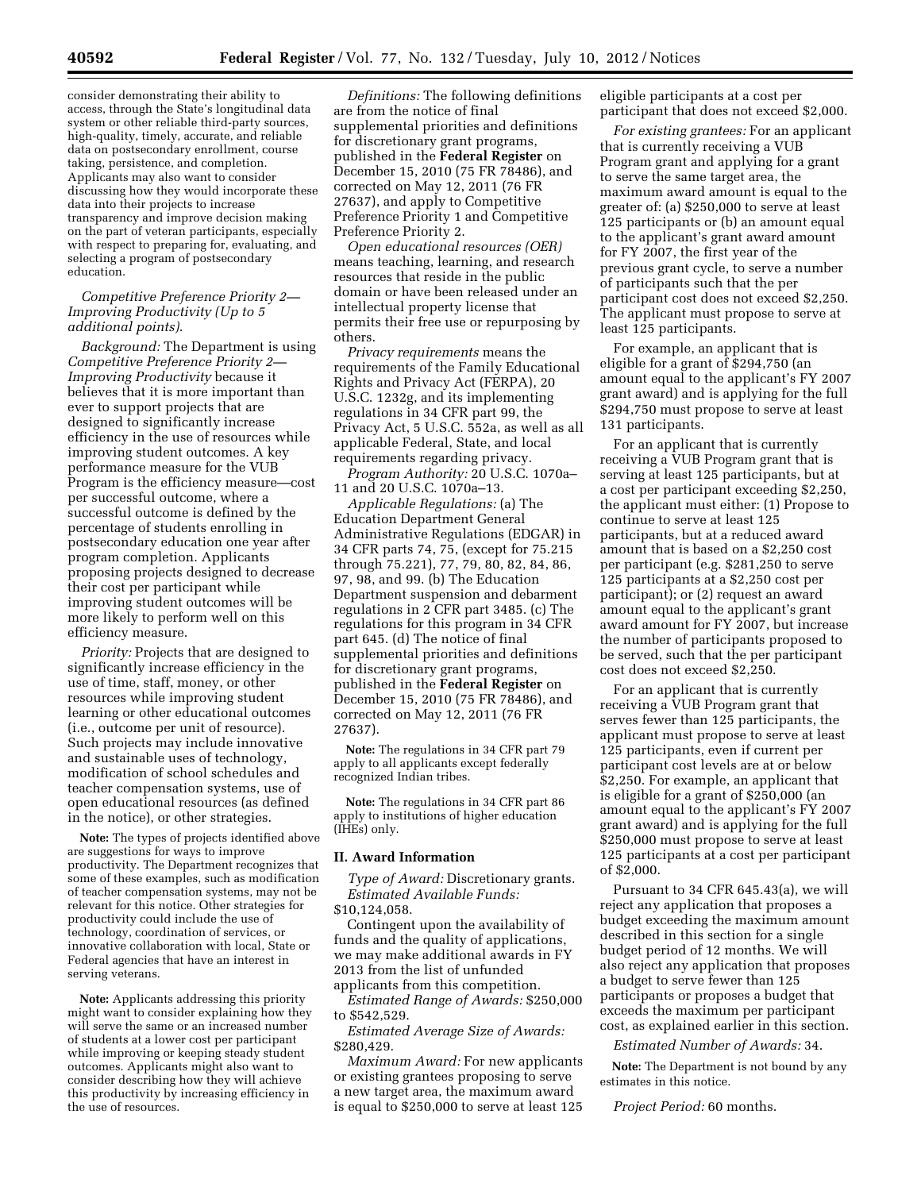consider demonstrating their ability to access, through the State's longitudinal data system or other reliable third-party sources, high-quality, timely, accurate, and reliable data on postsecondary enrollment, course taking, persistence, and completion. Applicants may also want to consider discussing how they would incorporate these data into their projects to increase transparency and improve decision making on the part of veteran participants, especially with respect to preparing for, evaluating, and selecting a program of postsecondary education.

*Competitive Preference Priority 2—Improving Productivity (Up to 5 additional points)*.

*Background:* The Department is using *Competitive Preference Priority 2—Improving Productivity* because it believes that it is more important than ever to support projects that are designed to significantly increase efficiency in the use of resources while improving student outcomes. A key performance measure for the VUB Program is the efficiency measure—cost per successful outcome, where a successful outcome is defined by the percentage of students enrolling in postsecondary education one year after program completion. Applicants proposing projects designed to decrease their cost per participant while improving student outcomes will be more likely to perform well on this efficiency measure.

*Priority:* Projects that are designed to significantly increase efficiency in the use of time, staff, money, or other resources while improving student learning or other educational outcomes (i.e., outcome per unit of resource). Such projects may include innovative and sustainable uses of technology, modification of school schedules and teacher compensation systems, use of open educational resources (as defined in the notice), or other strategies.

**Note:** The types of projects identified above are suggestions for ways to improve productivity. The Department recognizes that some of these examples, such as modification of teacher compensation systems, may not be relevant for this notice. Other strategies for productivity could include the use of technology, coordination of services, or innovative collaboration with local, State or Federal agencies that have an interest in serving veterans.

**Note:** Applicants addressing this priority might want to consider explaining how they will serve the same or an increased number of students at a lower cost per participant while improving or keeping steady student outcomes. Applicants might also want to consider describing how they will achieve this productivity by increasing efficiency in the use of resources.

*Definitions:* The following definitions are from the notice of final supplemental priorities and definitions for discretionary grant programs, published in the **Federal Register** on December 15, 2010 (75 FR 78486), and corrected on May 12, 2011 (76 FR 27637), and apply to Competitive Preference Priority 1 and Competitive Preference Priority 2.

*Open educational resources (OER)* means teaching, learning, and research resources that reside in the public domain or have been released under an intellectual property license that permits their free use or repurposing by others.

*Privacy requirements* means the requirements of the Family Educational Rights and Privacy Act (FERPA), 20 U.S.C. 1232g, and its implementing regulations in 34 CFR part 99, the Privacy Act, 5 U.S.C. 552a, as well as all applicable Federal, State, and local requirements regarding privacy.

*Program Authority:* 20 U.S.C. 1070a–11 and 20 U.S.C. 1070a–13.

*Applicable Regulations:* (a) The Education Department General Administrative Regulations (EDGAR) in 34 CFR parts 74, 75, (except for 75.215 through 75.221), 77, 79, 80, 82, 84, 86, 97, 98, and 99. (b) The Education Department suspension and debarment regulations in 2 CFR part 3485. (c) The regulations for this program in 34 CFR part 645. (d) The notice of final supplemental priorities and definitions for discretionary grant programs, published in the **Federal Register** on December 15, 2010 (75 FR 78486), and corrected on May 12, 2011 (76 FR 27637).

**Note:** The regulations in 34 CFR part 79 apply to all applicants except federally recognized Indian tribes.

**Note:** The regulations in 34 CFR part 86 apply to institutions of higher education (IHEs) only.

## II. Award Information

*Type of Award:* Discretionary grants.

*Estimated Available Funds:* $10,124,058.

Contingent upon the availability of funds and the quality of applications, we may make additional awards in FY 2013 from the list of unfunded applicants from this competition.

*Estimated Range of Awards:* $250,000 to $542,529.

*Estimated Average Size of Awards:* $280,429.

*Maximum Award:* For new applicants or existing grantees proposing to serve a new target area, the maximum award is equal to $250,000 to serve at least 125 eligible participants at a cost per participant that does not exceed $2,000.

*For existing grantees:* For an applicant that is currently receiving a VUB Program grant and applying for a grant to serve the same target area, the maximum award amount is equal to the greater of: (a) $250,000 to serve at least 125 participants or (b) an amount equal to the applicant's grant award amount for FY 2007, the first year of the previous grant cycle, to serve a number of participants such that the per participant cost does not exceed $2,250. The applicant must propose to serve at least 125 participants.

For example, an applicant that is eligible for a grant of $294,750 (an amount equal to the applicant's FY 2007 grant award) and is applying for the full $294,750 must propose to serve at least 131 participants.

For an applicant that is currently receiving a VUB Program grant that is serving at least 125 participants, but at a cost per participant exceeding $2,250, the applicant must either: (1) Propose to continue to serve at least 125 participants, but at a reduced award amount that is based on a $2,250 cost per participant (e.g. $281,250 to serve 125 participants at a $2,250 cost per participant); or (2) request an award amount equal to the applicant's grant award amount for FY 2007, but increase the number of participants proposed to be served, such that the per participant cost does not exceed $2,250.

For an applicant that is currently receiving a VUB Program grant that serves fewer than 125 participants, the applicant must propose to serve at least 125 participants, even if current per participant cost levels are at or below $2,250. For example, an applicant that is eligible for a grant of $250,000 (an amount equal to the applicant's FY 2007 grant award) and is applying for the full $250,000 must propose to serve at least 125 participants at a cost per participant of $2,000.

Pursuant to 34 CFR 645.43(a), we will reject any application that proposes a budget exceeding the maximum amount described in this section for a single budget period of 12 months. We will also reject any application that proposes a budget to serve fewer than 125 participants or proposes a budget that exceeds the maximum per participant cost, as explained earlier in this section.

*Estimated Number of Awards:* 34.

**Note:** The Department is not bound by any estimates in this notice.

*Project Period:* 60 months.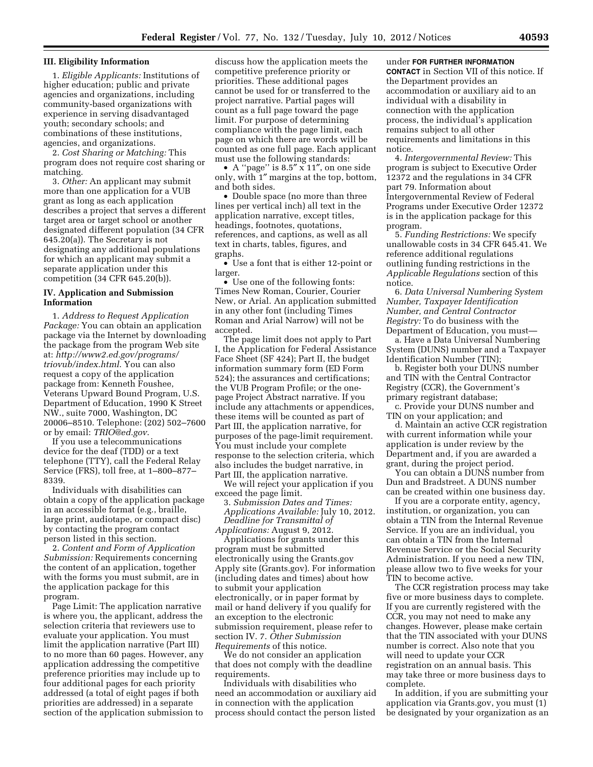### III. Eligibility Information

1. *Eligible Applicants:* Institutions of higher education; public and private agencies and organizations, including community-based organizations with experience in serving disadvantaged youth; secondary schools; and combinations of these institutions, agencies, and organizations.

2. *Cost Sharing or Matching:* This program does not require cost sharing or matching.

3. *Other:* An applicant may submit more than one application for a VUB grant as long as each application describes a project that serves a different target area or target school or another designated different population (34 CFR 645.20(a)). The Secretary is not designating any additional populations for which an applicant may submit a separate application under this competition (34 CFR 645.20(b)).

### IV. Application and Submission Information

1. *Address to Request Application Package:* You can obtain an application package via the Internet by downloading the package from the program Web site at: *http://www2.ed.gov/programs/triovub/index.html*. You can also request a copy of the application package from: Kenneth Foushee, Veterans Upward Bound Program, U.S. Department of Education, 1990 K Street NW., suite 7000, Washington, DC 20006–8510. Telephone: (202) 502–7600 or by email: *TRIO@ed.gov*.

If you use a telecommunications device for the deaf (TDD) or a text telephone (TTY), call the Federal Relay Service (FRS), toll free, at 1–800–877–8339.

Individuals with disabilities can obtain a copy of the application package in an accessible format (e.g., braille, large print, audiotape, or compact disc) by contacting the program contact person listed in this section.

2. *Content and Form of Application Submission:* Requirements concerning the content of an application, together with the forms you must submit, are in the application package for this program.

Page Limit: The application narrative is where you, the applicant, address the selection criteria that reviewers use to evaluate your application. You must limit the application narrative (Part III) to no more than 60 pages. However, any application addressing the competitive preference priorities may include up to four additional pages for each priority addressed (a total of eight pages if both priorities are addressed) in a separate section of the application submission to discuss how the application meets the competitive preference priority or priorities. These additional pages cannot be used for or transferred to the project narrative. Partial pages will count as a full page toward the page limit. For purpose of determining compliance with the page limit, each page on which there are words will be counted as one full page. Each applicant must use the following standards:

- A ''page'' is 8.5″ x 11″, on one side only, with 1″ margins at the top, bottom, and both sides.
- Double space (no more than three lines per vertical inch) all text in the application narrative, except titles, headings, footnotes, quotations, references, and captions, as well as all text in charts, tables, figures, and graphs.
- Use a font that is either 12-point or larger.
- Use one of the following fonts: Times New Roman, Courier, Courier New, or Arial. An application submitted in any other font (including Times Roman and Arial Narrow) will not be accepted.

The page limit does not apply to Part I, the Application for Federal Assistance Face Sheet (SF 424); Part II, the budget information summary form (ED Form 524); the assurances and certifications; the VUB Program Profile; or the one-page Project Abstract narrative. If you include any attachments or appendices, these items will be counted as part of Part III, the application narrative, for purposes of the page-limit requirement. You must include your complete response to the selection criteria, which also includes the budget narrative, in Part III, the application narrative.

We will reject your application if you exceed the page limit.

3. *Submission Dates and Times:*
*Applications Available:* July 10, 2012.
*Deadline for Transmittal of Applications:* August 9, 2012.

Applications for grants under this program must be submitted electronically using the Grants.gov Apply site (Grants.gov). For information (including dates and times) about how to submit your application electronically, or in paper format by mail or hand delivery if you qualify for an exception to the electronic submission requirement, please refer to section IV. 7. *Other Submission Requirements* of this notice.

We do not consider an application that does not comply with the deadline requirements.

Individuals with disabilities who need an accommodation or auxiliary aid in connection with the application process should contact the person listed under **FOR FURTHER INFORMATION CONTACT** in Section VII of this notice. If the Department provides an accommodation or auxiliary aid to an individual with a disability in connection with the application process, the individual's application remains subject to all other requirements and limitations in this notice.

4. *Intergovernmental Review:* This program is subject to Executive Order 12372 and the regulations in 34 CFR part 79. Information about Intergovernmental Review of Federal Programs under Executive Order 12372 is in the application package for this program.

5. *Funding Restrictions:* We specify unallowable costs in 34 CFR 645.41. We reference additional regulations outlining funding restrictions in the *Applicable Regulations* section of this notice.

6. *Data Universal Numbering System Number, Taxpayer Identification Number, and Central Contractor Registry:* To do business with the Department of Education, you must—

a. Have a Data Universal Numbering System (DUNS) number and a Taxpayer Identification Number (TIN);

b. Register both your DUNS number and TIN with the Central Contractor Registry (CCR), the Government's primary registrant database;

c. Provide your DUNS number and TIN on your application; and

d. Maintain an active CCR registration with current information while your application is under review by the Department and, if you are awarded a grant, during the project period.

You can obtain a DUNS number from Dun and Bradstreet. A DUNS number can be created within one business day.

If you are a corporate entity, agency, institution, or organization, you can obtain a TIN from the Internal Revenue Service. If you are an individual, you can obtain a TIN from the Internal Revenue Service or the Social Security Administration. If you need a new TIN, please allow two to five weeks for your TIN to become active.

The CCR registration process may take five or more business days to complete. If you are currently registered with the CCR, you may not need to make any changes. However, please make certain that the TIN associated with your DUNS number is correct. Also note that you will need to update your CCR registration on an annual basis. This may take three or more business days to complete.

In addition, if you are submitting your application via Grants.gov, you must (1) be designated by your organization as an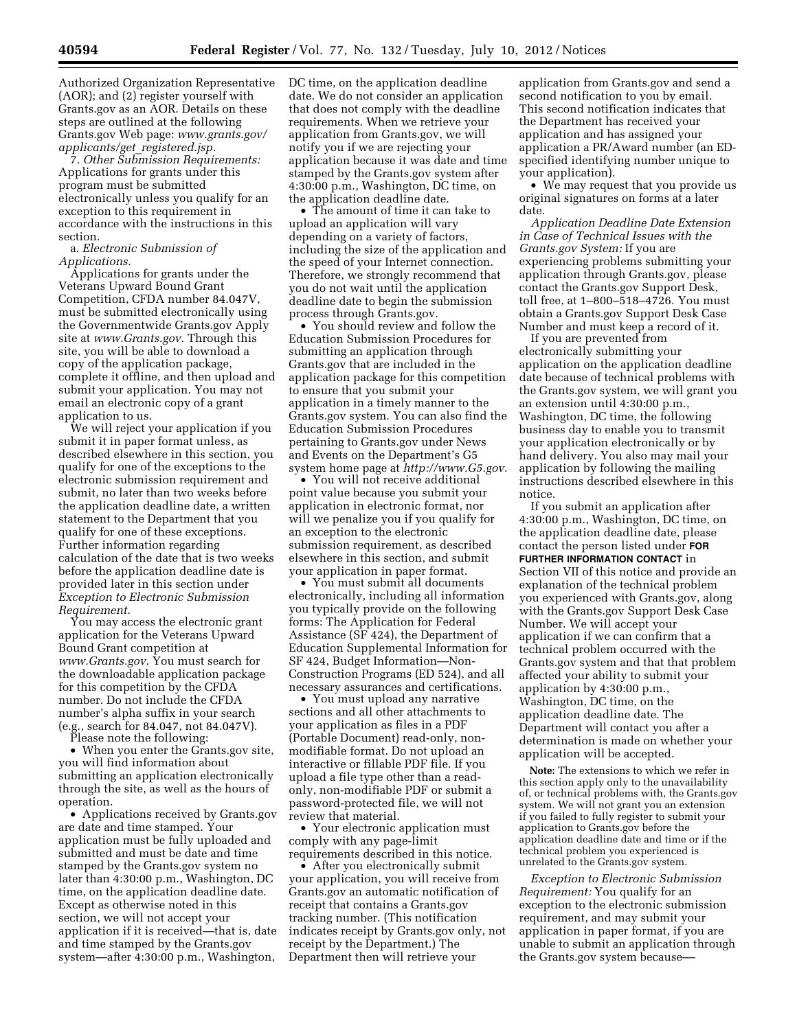Authorized Organization Representative (AOR); and (2) register yourself with Grants.gov as an AOR. Details on these steps are outlined at the following Grants.gov Web page: *www.grants.gov/applicants/get_registered.jsp.*

7. *Other Submission Requirements:* Applications for grants under this program must be submitted electronically unless you qualify for an exception to this requirement in accordance with the instructions in this section.

a. *Electronic Submission of Applications.*

Applications for grants under the Veterans Upward Bound Grant Competition, CFDA number 84.047V, must be submitted electronically using the Governmentwide Grants.gov Apply site at *www.Grants.gov.* Through this site, you will be able to download a copy of the application package, complete it offline, and then upload and submit your application. You may not email an electronic copy of a grant application to us.

We will reject your application if you submit it in paper format unless, as described elsewhere in this section, you qualify for one of the exceptions to the electronic submission requirement and submit, no later than two weeks before the application deadline date, a written statement to the Department that you qualify for one of these exceptions. Further information regarding calculation of the date that is two weeks before the application deadline date is provided later in this section under *Exception to Electronic Submission Requirement.*

You may access the electronic grant application for the Veterans Upward Bound Grant competition at *www.Grants.gov.* You must search for the downloadable application package for this competition by the CFDA number. Do not include the CFDA number's alpha suffix in your search (e.g., search for 84.047, not 84.047V).

Please note the following:

- When you enter the Grants.gov site, you will find information about submitting an application electronically through the site, as well as the hours of operation.
- Applications received by Grants.gov are date and time stamped. Your application must be fully uploaded and submitted and must be date and time stamped by the Grants.gov system no later than 4:30:00 p.m., Washington, DC time, on the application deadline date. Except as otherwise noted in this section, we will not accept your application if it is received—that is, date and time stamped by the Grants.gov system—after 4:30:00 p.m., Washington, DC time, on the application deadline date. We do not consider an application that does not comply with the deadline requirements. When we retrieve your application from Grants.gov, we will notify you if we are rejecting your application because it was date and time stamped by the Grants.gov system after 4:30:00 p.m., Washington, DC time, on the application deadline date.
- The amount of time it can take to upload an application will vary depending on a variety of factors, including the size of the application and the speed of your Internet connection. Therefore, we strongly recommend that you do not wait until the application deadline date to begin the submission process through Grants.gov.
- You should review and follow the Education Submission Procedures for submitting an application through Grants.gov that are included in the application package for this competition to ensure that you submit your application in a timely manner to the Grants.gov system. You can also find the Education Submission Procedures pertaining to Grants.gov under News and Events on the Department's G5 system home page at *http://www.G5.gov.*
- You will not receive additional point value because you submit your application in electronic format, nor will we penalize you if you qualify for an exception to the electronic submission requirement, as described elsewhere in this section, and submit your application in paper format.
- You must submit all documents electronically, including all information you typically provide on the following forms: The Application for Federal Assistance (SF 424), the Department of Education Supplemental Information for SF 424, Budget Information—Non-Construction Programs (ED 524), and all necessary assurances and certifications.
- You must upload any narrative sections and all other attachments to your application as files in a PDF (Portable Document) read-only, non-modifiable format. Do not upload an interactive or fillable PDF file. If you upload a file type other than a read-only, non-modifiable PDF or submit a password-protected file, we will not review that material.
- Your electronic application must comply with any page-limit requirements described in this notice.
- After you electronically submit your application, you will receive from Grants.gov an automatic notification of receipt that contains a Grants.gov tracking number. (This notification indicates receipt by Grants.gov only, not receipt by the Department.) The Department then will retrieve your application from Grants.gov and send a second notification to you by email. This second notification indicates that the Department has received your application and has assigned your application a PR/Award number (an ED-specified identifying number unique to your application).
- We may request that you provide us original signatures on forms at a later date.

*Application Deadline Date Extension in Case of Technical Issues with the Grants.gov System:* If you are experiencing problems submitting your application through Grants.gov, please contact the Grants.gov Support Desk, toll free, at 1–800–518–4726. You must obtain a Grants.gov Support Desk Case Number and must keep a record of it.

If you are prevented from electronically submitting your application on the application deadline date because of technical problems with the Grants.gov system, we will grant you an extension until 4:30:00 p.m., Washington, DC time, the following business day to enable you to transmit your application electronically or by hand delivery. You also may mail your application by following the mailing instructions described elsewhere in this notice.

If you submit an application after 4:30:00 p.m., Washington, DC time, on the application deadline date, please contact the person listed under **FOR FURTHER INFORMATION CONTACT** in Section VII of this notice and provide an explanation of the technical problem you experienced with Grants.gov, along with the Grants.gov Support Desk Case Number. We will accept your application if we can confirm that a technical problem occurred with the Grants.gov system and that that problem affected your ability to submit your application by 4:30:00 p.m., Washington, DC time, on the application deadline date. The Department will contact you after a determination is made on whether your application will be accepted.

**Note:** The extensions to which we refer in this section apply only to the unavailability of, or technical problems with, the Grants.gov system. We will not grant you an extension if you failed to fully register to submit your application to Grants.gov before the application deadline date and time or if the technical problem you experienced is unrelated to the Grants.gov system.

*Exception to Electronic Submission Requirement:* You qualify for an exception to the electronic submission requirement, and may submit your application in paper format, if you are unable to submit an application through the Grants.gov system because—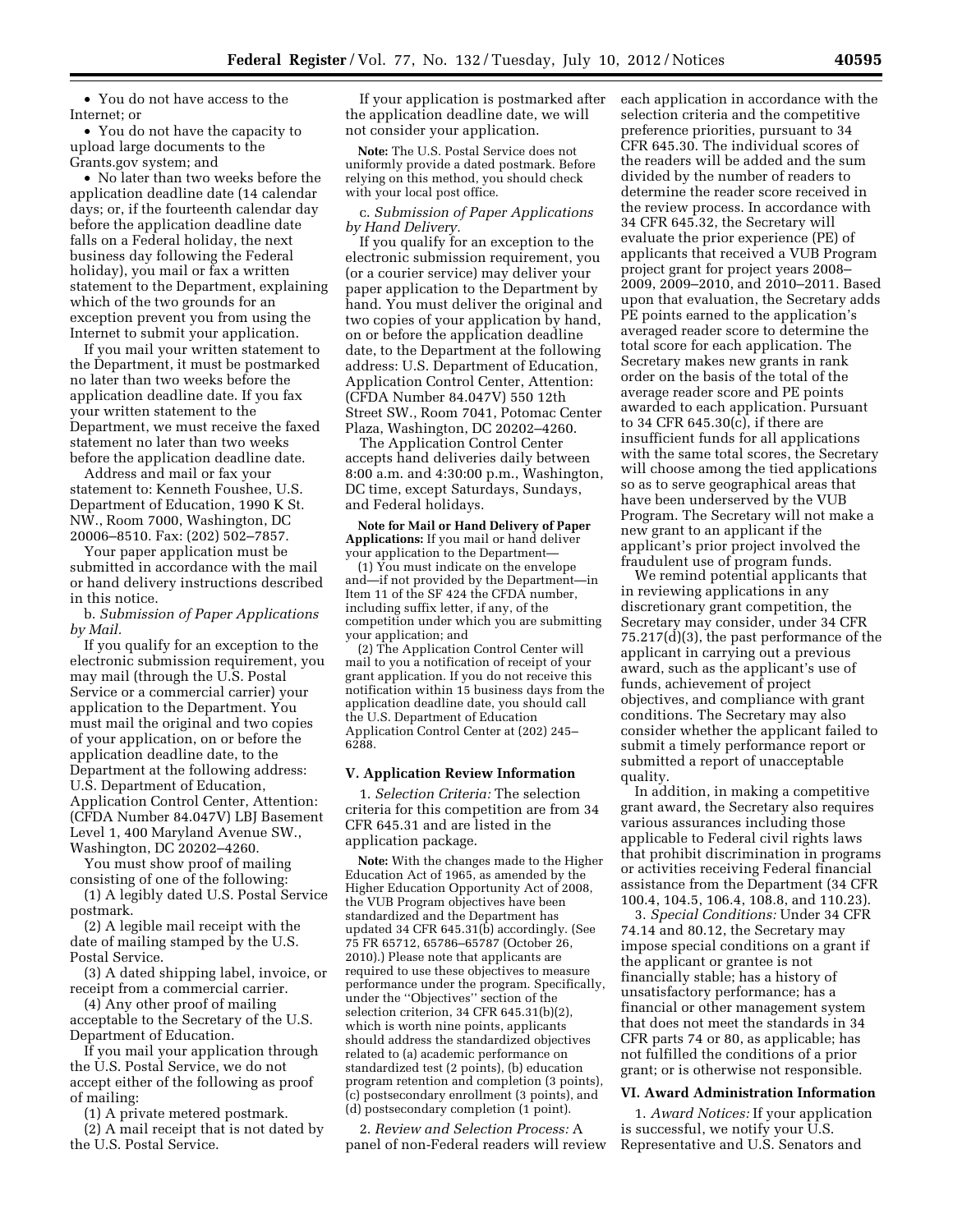- You do not have access to the Internet; or
- You do not have the capacity to upload large documents to the Grants.gov system; and
- No later than two weeks before the application deadline date (14 calendar days; or, if the fourteenth calendar day before the application deadline date falls on a Federal holiday, the next business day following the Federal holiday), you mail or fax a written statement to the Department, explaining which of the two grounds for an exception prevent you from using the Internet to submit your application.

If you mail your written statement to the Department, it must be postmarked no later than two weeks before the application deadline date. If you fax your written statement to the Department, we must receive the faxed statement no later than two weeks before the application deadline date.

Address and mail or fax your statement to: Kenneth Foushee, U.S. Department of Education, 1990 K St. NW., Room 7000, Washington, DC 20006–8510. Fax: (202) 502–7857.

Your paper application must be submitted in accordance with the mail or hand delivery instructions described in this notice.

b. *Submission of Paper Applications by Mail.*

If you qualify for an exception to the electronic submission requirement, you may mail (through the U.S. Postal Service or a commercial carrier) your application to the Department. You must mail the original and two copies of your application, on or before the application deadline date, to the Department at the following address: U.S. Department of Education, Application Control Center, Attention: (CFDA Number 84.047V) LBJ Basement Level 1, 400 Maryland Avenue SW., Washington, DC 20202–4260.

You must show proof of mailing consisting of one of the following:

(1) A legibly dated U.S. Postal Service postmark.

(2) A legible mail receipt with the date of mailing stamped by the U.S. Postal Service.

(3) A dated shipping label, invoice, or receipt from a commercial carrier.

(4) Any other proof of mailing acceptable to the Secretary of the U.S. Department of Education.

If you mail your application through the U.S. Postal Service, we do not accept either of the following as proof of mailing:

(1) A private metered postmark.

(2) A mail receipt that is not dated by the U.S. Postal Service.

If your application is postmarked after the application deadline date, we will not consider your application.

**Note:** The U.S. Postal Service does not uniformly provide a dated postmark. Before relying on this method, you should check with your local post office.

c. *Submission of Paper Applications by Hand Delivery.*

If you qualify for an exception to the electronic submission requirement, you (or a courier service) may deliver your paper application to the Department by hand. You must deliver the original and two copies of your application by hand, on or before the application deadline date, to the Department at the following address: U.S. Department of Education, Application Control Center, Attention: (CFDA Number 84.047V) 550 12th Street SW., Room 7041, Potomac Center Plaza, Washington, DC 20202–4260.

The Application Control Center accepts hand deliveries daily between 8:00 a.m. and 4:30:00 p.m., Washington, DC time, except Saturdays, Sundays, and Federal holidays.

**Note for Mail or Hand Delivery of Paper Applications:** If you mail or hand deliver your application to the Department—

(1) You must indicate on the envelope and—if not provided by the Department—in Item 11 of the SF 424 the CFDA number, including suffix letter, if any, of the competition under which you are submitting your application; and

(2) The Application Control Center will mail to you a notification of receipt of your grant application. If you do not receive this notification within 15 business days from the application deadline date, you should call the U.S. Department of Education Application Control Center at (202) 245–6288.

## V. Application Review Information

1. *Selection Criteria:* The selection criteria for this competition are from 34 CFR 645.31 and are listed in the application package.

**Note:** With the changes made to the Higher Education Act of 1965, as amended by the Higher Education Opportunity Act of 2008, the VUB Program objectives have been standardized and the Department has updated 34 CFR 645.31(b) accordingly. (See 75 FR 65712, 65786–65787 (October 26, 2010).) Please note that applicants are required to use these objectives to measure performance under the program. Specifically, under the "Objectives" section of the selection criterion, 34 CFR 645.31(b)(2), which is worth nine points, applicants should address the standardized objectives related to (a) academic performance on standardized test (2 points), (b) education program retention and completion (3 points), (c) postsecondary enrollment (3 points), and (d) postsecondary completion (1 point).

2. *Review and Selection Process:* A panel of non-Federal readers will review each application in accordance with the selection criteria and the competitive preference priorities, pursuant to 34 CFR 645.30. The individual scores of the readers will be added and the sum divided by the number of readers to determine the reader score received in the review process. In accordance with 34 CFR 645.32, the Secretary will evaluate the prior experience (PE) of applicants that received a VUB Program project grant for project years 2008–2009, 2009–2010, and 2010–2011. Based upon that evaluation, the Secretary adds PE points earned to the application's averaged reader score to determine the total score for each application. The Secretary makes new grants in rank order on the basis of the total of the average reader score and PE points awarded to each application. Pursuant to 34 CFR 645.30(c), if there are insufficient funds for all applications with the same total scores, the Secretary will choose among the tied applications so as to serve geographical areas that have been underserved by the VUB Program. The Secretary will not make a new grant to an applicant if the applicant's prior project involved the fraudulent use of program funds.

We remind potential applicants that in reviewing applications in any discretionary grant competition, the Secretary may consider, under 34 CFR 75.217(d)(3), the past performance of the applicant in carrying out a previous award, such as the applicant's use of funds, achievement of project objectives, and compliance with grant conditions. The Secretary may also consider whether the applicant failed to submit a timely performance report or submitted a report of unacceptable quality.

In addition, in making a competitive grant award, the Secretary also requires various assurances including those applicable to Federal civil rights laws that prohibit discrimination in programs or activities receiving Federal financial assistance from the Department (34 CFR 100.4, 104.5, 106.4, 108.8, and 110.23).

3. *Special Conditions:* Under 34 CFR 74.14 and 80.12, the Secretary may impose special conditions on a grant if the applicant or grantee is not financially stable; has a history of unsatisfactory performance; has a financial or other management system that does not meet the standards in 34 CFR parts 74 or 80, as applicable; has not fulfilled the conditions of a prior grant; or is otherwise not responsible.

## VI. Award Administration Information

1. *Award Notices:* If your application is successful, we notify your U.S. Representative and U.S. Senators and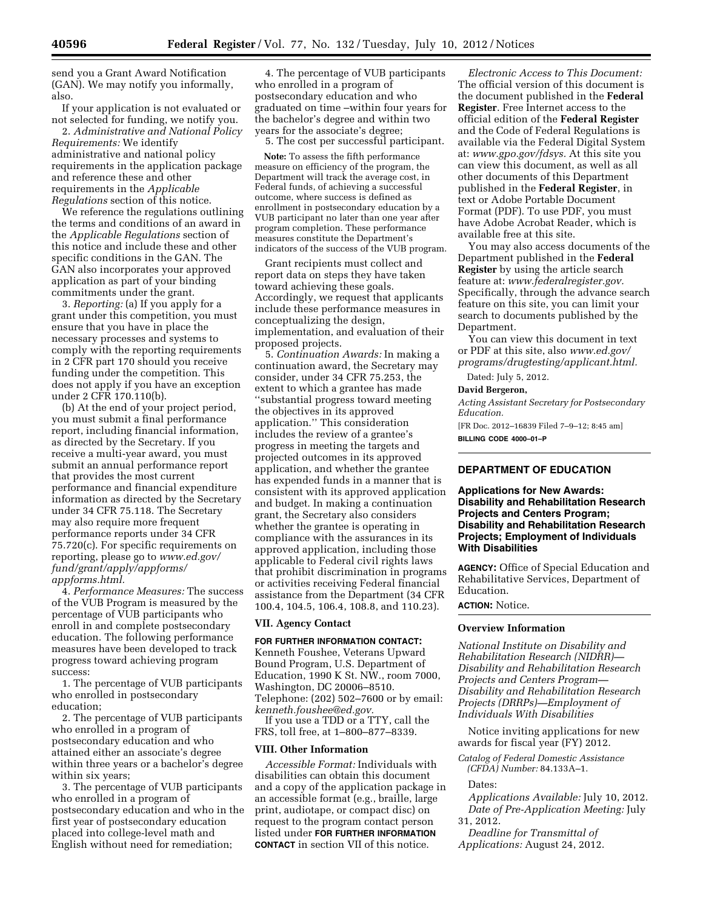send you a Grant Award Notification (GAN). We may notify you informally, also.

If your application is not evaluated or not selected for funding, we notify you.

2. *Administrative and National Policy Requirements:* We identify administrative and national policy requirements in the application package and reference these and other requirements in the *Applicable Regulations* section of this notice.

We reference the regulations outlining the terms and conditions of an award in the *Applicable Regulations* section of this notice and include these and other specific conditions in the GAN. The GAN also incorporates your approved application as part of your binding commitments under the grant.

3. *Reporting:* (a) If you apply for a grant under this competition, you must ensure that you have in place the necessary processes and systems to comply with the reporting requirements in 2 CFR part 170 should you receive funding under the competition. This does not apply if you have an exception under 2 CFR 170.110(b).

(b) At the end of your project period, you must submit a final performance report, including financial information, as directed by the Secretary. If you receive a multi-year award, you must submit an annual performance report that provides the most current performance and financial expenditure information as directed by the Secretary under 34 CFR 75.118. The Secretary may also require more frequent performance reports under 34 CFR 75.720(c). For specific requirements on reporting, please go to *www.ed.gov/fund/grant/apply/appforms/appforms.html.*

4. *Performance Measures:* The success of the VUB Program is measured by the percentage of VUB participants who enroll in and complete postsecondary education. The following performance measures have been developed to track progress toward achieving program success:

1. The percentage of VUB participants who enrolled in postsecondary education;

2. The percentage of VUB participants who enrolled in a program of postsecondary education and who attained either an associate's degree within three years or a bachelor's degree within six years;

3. The percentage of VUB participants who enrolled in a program of postsecondary education and who in the first year of postsecondary education placed into college-level math and English without need for remediation;

4. The percentage of VUB participants who enrolled in a program of postsecondary education and who graduated on time –within four years for the bachelor's degree and within two years for the associate's degree;

5. The cost per successful participant.

**Note:** To assess the fifth performance measure on efficiency of the program, the Department will track the average cost, in Federal funds, of achieving a successful outcome, where success is defined as enrollment in postsecondary education by a VUB participant no later than one year after program completion. These performance measures constitute the Department's indicators of the success of the VUB program.

Grant recipients must collect and report data on steps they have taken toward achieving these goals. Accordingly, we request that applicants include these performance measures in conceptualizing the design, implementation, and evaluation of their proposed projects.

5. *Continuation Awards:* In making a continuation award, the Secretary may consider, under 34 CFR 75.253, the extent to which a grantee has made ''substantial progress toward meeting the objectives in its approved application.'' This consideration includes the review of a grantee's progress in meeting the targets and projected outcomes in its approved application, and whether the grantee has expended funds in a manner that is consistent with its approved application and budget. In making a continuation grant, the Secretary also considers whether the grantee is operating in compliance with the assurances in its approved application, including those applicable to Federal civil rights laws that prohibit discrimination in programs or activities receiving Federal financial assistance from the Department (34 CFR 100.4, 104.5, 106.4, 108.8, and 110.23).

## VII. Agency Contact

**FOR FURTHER INFORMATION CONTACT:** Kenneth Foushee, Veterans Upward Bound Program, U.S. Department of Education, 1990 K St. NW., room 7000, Washington, DC 20006–8510. Telephone: (202) 502–7600 or by email: *kenneth.foushee@ed.gov.*

If you use a TDD or a TTY, call the FRS, toll free, at 1–800–877–8339.

## VIII. Other Information

*Accessible Format:* Individuals with disabilities can obtain this document and a copy of the application package in an accessible format (e.g., braille, large print, audiotape, or compact disc) on request to the program contact person listed under **FOR FURTHER INFORMATION CONTACT** in section VII of this notice.

*Electronic Access to This Document:* The official version of this document is the document published in the **Federal Register**. Free Internet access to the official edition of the **Federal Register** and the Code of Federal Regulations is available via the Federal Digital System at: *www.gpo.gov/fdsys.* At this site you can view this document, as well as all other documents of this Department published in the **Federal Register**, in text or Adobe Portable Document Format (PDF). To use PDF, you must have Adobe Acrobat Reader, which is available free at this site.

You may also access documents of the Department published in the **Federal Register** by using the article search feature at: *www.federalregister.gov.* Specifically, through the advance search feature on this site, you can limit your search to documents published by the Department.

You can view this document in text or PDF at this site, also *www.ed.gov/programs/drugtesting/applicant.html.*

Dated: July 5, 2012.

**David Bergeron,**

*Acting Assistant Secretary for Postsecondary Education.*

[FR Doc. 2012–16839 Filed 7–9–12; 8:45 am]

**BILLING CODE 4000–01–P**

---

## DEPARTMENT OF EDUCATION

### Applications for New Awards: Disability and Rehabilitation Research Projects and Centers Program; Disability and Rehabilitation Research Projects; Employment of Individuals With Disabilities

**AGENCY:** Office of Special Education and Rehabilitative Services, Department of Education.

**ACTION:** Notice.

### Overview Information

*National Institute on Disability and Rehabilitation Research (NIDRR)—Disability and Rehabilitation Research Projects and Centers Program—Disability and Rehabilitation Research Projects (DRRPs)—Employment of Individuals With Disabilities*

Notice inviting applications for new awards for fiscal year (FY) 2012.

*Catalog of Federal Domestic Assistance (CFDA) Number:* 84.133A–1.

Dates:

*Applications Available:* July 10, 2012.

*Date of Pre-Application Meeting:* July 31, 2012.

*Deadline for Transmittal of Applications:* August 24, 2012.